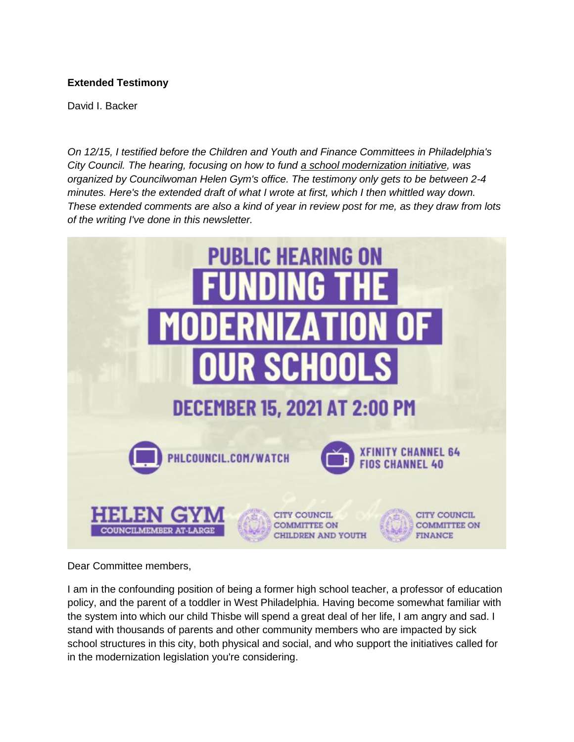**Extended Testimony**

David I. Backer

*On 12/15, I testified before the Children and Youth and Finance Committees in Philadelphia's City Council. The hearing, focusing on how to fund a school modernization initiative, was organized by Councilwoman Helen Gym's office. The testimony only gets to be between 2-4 minutes. Here's the extended draft of what I wrote at first, which I then whittled way down. These extended comments are also a kind of year in review post for me, as they draw from lots of the writing I've done in this newsletter.*

PUBLIC HEARING ON FUNDING THE MODERNIZATION OF OUR SCHOOLS

DECEMBER 15, 2021 AT 2:00 PM

PHLCOUNCIL.COM/WATCH

XFINITY CHANNEL 64 FIOS CHANNEL 40

HELEN GYM COUNCILMEMBER AT-LARGE

CITY COUNCIL COMMITTEE ON CHILDREN AND YOUTH

CITY COUNCIL COMMITTEE ON FINANCE

Dear Committee members,

I am in the confounding position of being a former high school teacher, a professor of education policy, and the parent of a toddler in West Philadelphia. Having become somewhat familiar with the system into which our child Thisbe will spend a great deal of her life, I am angry and sad. I stand with thousands of parents and other community members who are impacted by sick school structures in this city, both physical and social, and who support the initiatives called for in the modernization legislation you're considering.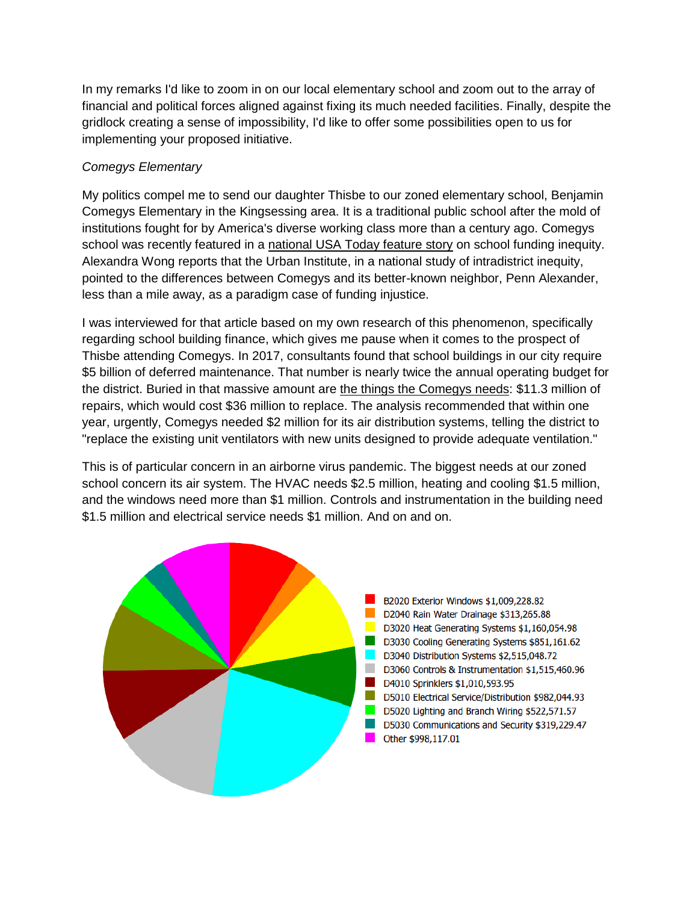In my remarks I'd like to zoom in on our local elementary school and zoom out to the array of financial and political forces aligned against fixing its much needed facilities. Finally, despite the gridlock creating a sense of impossibility, I'd like to offer some possibilities open to us for implementing your proposed initiative.

*Comegys Elementary*

My politics compel me to send our daughter Thisbe to our zoned elementary school, Benjamin Comegys Elementary in the Kingsessing area. It is a traditional public school after the mold of institutions fought for by America's diverse working class more than a century ago. Comegys school was recently featured in a national USA Today feature story on school funding inequity. Alexandra Wong reports that the Urban Institute, in a national study of intradistrict inequity, pointed to the differences between Comegys and its better-known neighbor, Penn Alexander, less than a mile away, as a paradigm case of funding injustice.

I was interviewed for that article based on my own research of this phenomenon, specifically regarding school building finance, which gives me pause when it comes to the prospect of Thisbe attending Comegys. In 2017, consultants found that school buildings in our city require $5 billion of deferred maintenance. That number is nearly twice the annual operating budget for the district. Buried in that massive amount are the things the Comegys needs: $11.3 million of repairs, which would cost $36 million to replace. The analysis recommended that within one year, urgently, Comegys needed $2 million for its air distribution systems, telling the district to "replace the existing unit ventilators with new units designed to provide adequate ventilation."

This is of particular concern in an airborne virus pandemic. The biggest needs at our zoned school concern its air system. The HVAC needs $2.5 million, heating and cooling $1.5 million, and the windows need more than $1 million. Controls and instrumentation in the building need $1.5 million and electrical service needs $1 million. And on and on.

- B2020 Exterior Windows $1,009,228.82
- D2040 Rain Water Drainage $313,265.88
- D3020 Heat Generating Systems $1,160,054.98
- D3030 Cooling Generating Systems $851,161.62
- D3040 Distribution Systems $2,515,048.72
- D3060 Controls & Instrumentation $1,515,460.96
- D4010 Sprinklers $1,010,593.95
- D5010 Electrical Service/Distribution $982,044.93
- D5020 Lighting and Branch Wiring $522,571.57
- D5030 Communications and Security $319,229.47
- Other $998,117.01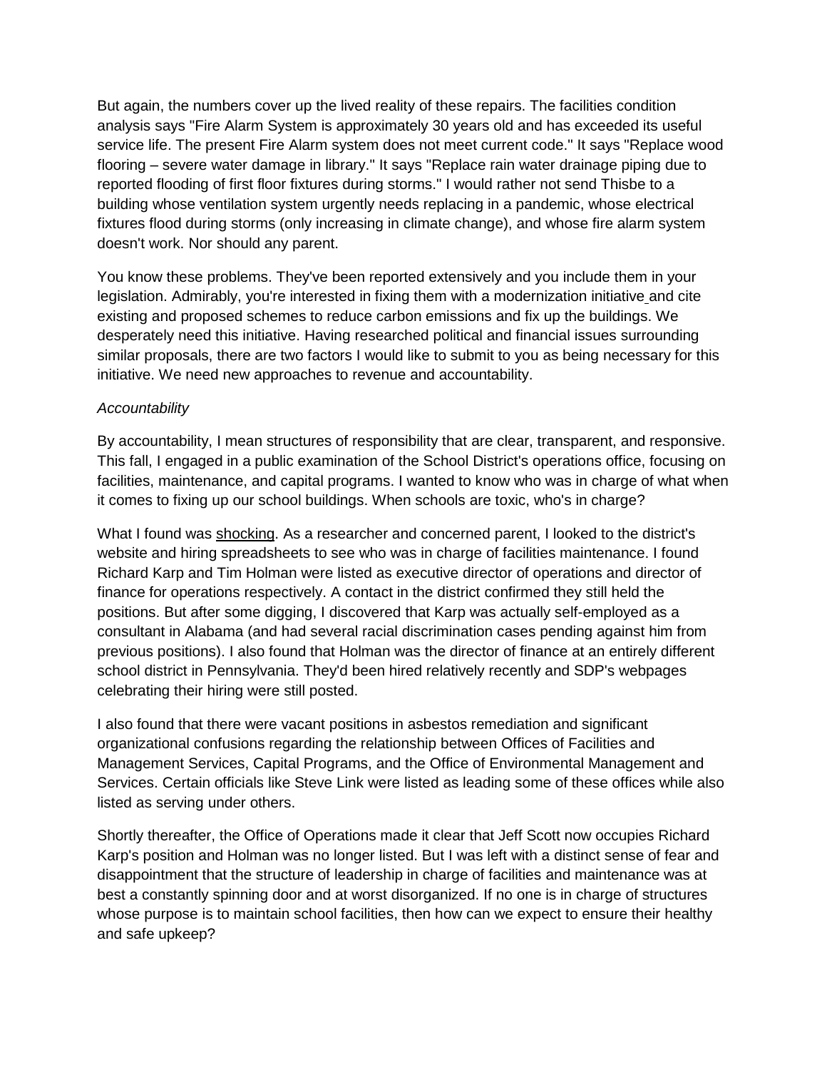But again, the numbers cover up the lived reality of these repairs. The facilities condition analysis says "Fire Alarm System is approximately 30 years old and has exceeded its useful service life. The present Fire Alarm system does not meet current code." It says "Replace wood flooring – severe water damage in library." It says "Replace rain water drainage piping due to reported flooding of first floor fixtures during storms." I would rather not send Thisbe to a building whose ventilation system urgently needs replacing in a pandemic, whose electrical fixtures flood during storms (only increasing in climate change), and whose fire alarm system doesn't work. Nor should any parent.

You know these problems. They've been reported extensively and you include them in your legislation. Admirably, you're interested in fixing them with a modernization initiative and cite existing and proposed schemes to reduce carbon emissions and fix up the buildings. We desperately need this initiative. Having researched political and financial issues surrounding similar proposals, there are two factors I would like to submit to you as being necessary for this initiative. We need new approaches to revenue and accountability.

*Accountability*

By accountability, I mean structures of responsibility that are clear, transparent, and responsive. This fall, I engaged in a public examination of the School District's operations office, focusing on facilities, maintenance, and capital programs. I wanted to know who was in charge of what when it comes to fixing up our school buildings. When schools are toxic, who's in charge?

What I found was shocking. As a researcher and concerned parent, I looked to the district's website and hiring spreadsheets to see who was in charge of facilities maintenance. I found Richard Karp and Tim Holman were listed as executive director of operations and director of finance for operations respectively. A contact in the district confirmed they still held the positions. But after some digging, I discovered that Karp was actually self-employed as a consultant in Alabama (and had several racial discrimination cases pending against him from previous positions). I also found that Holman was the director of finance at an entirely different school district in Pennsylvania. They'd been hired relatively recently and SDP's webpages celebrating their hiring were still posted.

I also found that there were vacant positions in asbestos remediation and significant organizational confusions regarding the relationship between Offices of Facilities and Management Services, Capital Programs, and the Office of Environmental Management and Services. Certain officials like Steve Link were listed as leading some of these offices while also listed as serving under others.

Shortly thereafter, the Office of Operations made it clear that Jeff Scott now occupies Richard Karp's position and Holman was no longer listed. But I was left with a distinct sense of fear and disappointment that the structure of leadership in charge of facilities and maintenance was at best a constantly spinning door and at worst disorganized. If no one is in charge of structures whose purpose is to maintain school facilities, then how can we expect to ensure their healthy and safe upkeep?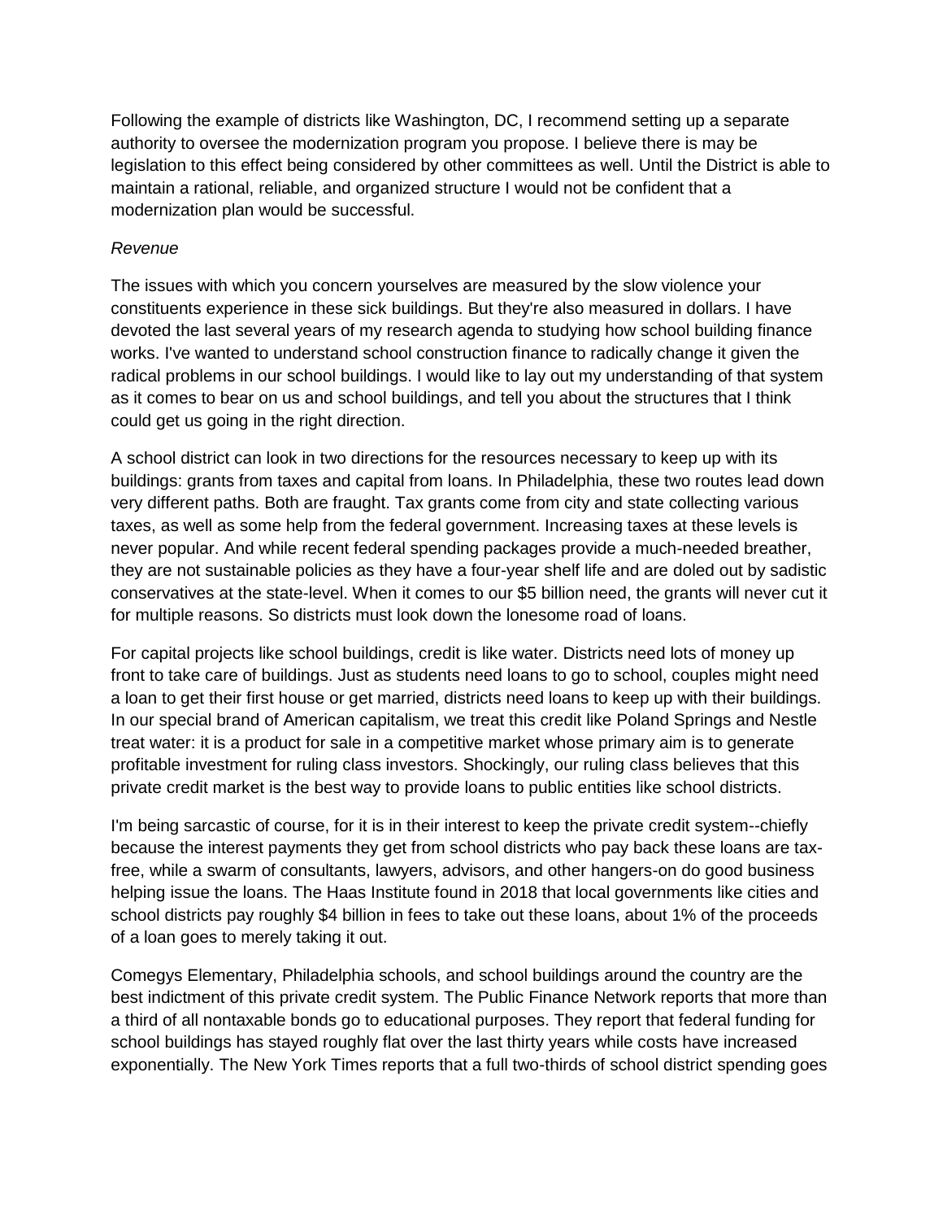Following the example of districts like Washington, DC, I recommend setting up a separate authority to oversee the modernization program you propose. I believe there is may be legislation to this effect being considered by other committees as well. Until the District is able to maintain a rational, reliable, and organized structure I would not be confident that a modernization plan would be successful.

*Revenue*

The issues with which you concern yourselves are measured by the slow violence your constituents experience in these sick buildings. But they're also measured in dollars. I have devoted the last several years of my research agenda to studying how school building finance works. I've wanted to understand school construction finance to radically change it given the radical problems in our school buildings. I would like to lay out my understanding of that system as it comes to bear on us and school buildings, and tell you about the structures that I think could get us going in the right direction.

A school district can look in two directions for the resources necessary to keep up with its buildings: grants from taxes and capital from loans. In Philadelphia, these two routes lead down very different paths. Both are fraught. Tax grants come from city and state collecting various taxes, as well as some help from the federal government. Increasing taxes at these levels is never popular. And while recent federal spending packages provide a much-needed breather, they are not sustainable policies as they have a four-year shelf life and are doled out by sadistic conservatives at the state-level. When it comes to our $5 billion need, the grants will never cut it for multiple reasons. So districts must look down the lonesome road of loans.

For capital projects like school buildings, credit is like water. Districts need lots of money up front to take care of buildings. Just as students need loans to go to school, couples might need a loan to get their first house or get married, districts need loans to keep up with their buildings. In our special brand of American capitalism, we treat this credit like Poland Springs and Nestle treat water: it is a product for sale in a competitive market whose primary aim is to generate profitable investment for ruling class investors. Shockingly, our ruling class believes that this private credit market is the best way to provide loans to public entities like school districts.

I'm being sarcastic of course, for it is in their interest to keep the private credit system--chiefly because the interest payments they get from school districts who pay back these loans are tax-free, while a swarm of consultants, lawyers, advisors, and other hangers-on do good business helping issue the loans. The Haas Institute found in 2018 that local governments like cities and school districts pay roughly $4 billion in fees to take out these loans, about 1% of the proceeds of a loan goes to merely taking it out.

Comegys Elementary, Philadelphia schools, and school buildings around the country are the best indictment of this private credit system. The Public Finance Network reports that more than a third of all nontaxable bonds go to educational purposes. They report that federal funding for school buildings has stayed roughly flat over the last thirty years while costs have increased exponentially. The New York Times reports that a full two-thirds of school district spending goes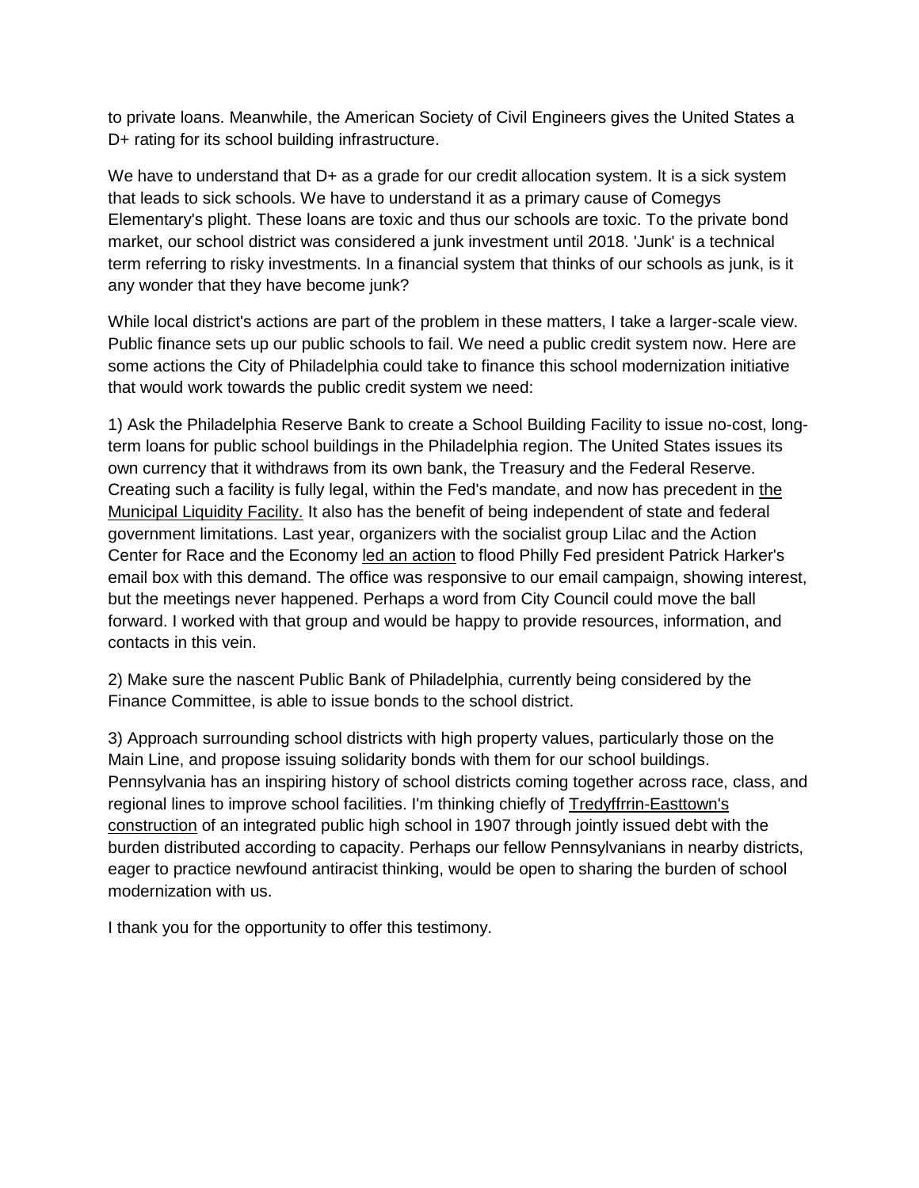to private loans. Meanwhile, the American Society of Civil Engineers gives the United States a D+ rating for its school building infrastructure.

We have to understand that D+ as a grade for our credit allocation system. It is a sick system that leads to sick schools. We have to understand it as a primary cause of Comegys Elementary's plight. These loans are toxic and thus our schools are toxic. To the private bond market, our school district was considered a junk investment until 2018. 'Junk' is a technical term referring to risky investments. In a financial system that thinks of our schools as junk, is it any wonder that they have become junk?

While local district's actions are part of the problem in these matters, I take a larger-scale view. Public finance sets up our public schools to fail. We need a public credit system now. Here are some actions the City of Philadelphia could take to finance this school modernization initiative that would work towards the public credit system we need:

1) Ask the Philadelphia Reserve Bank to create a School Building Facility to issue no-cost, long-term loans for public school buildings in the Philadelphia region. The United States issues its own currency that it withdraws from its own bank, the Treasury and the Federal Reserve. Creating such a facility is fully legal, within the Fed's mandate, and now has precedent in the Municipal Liquidity Facility. It also has the benefit of being independent of state and federal government limitations. Last year, organizers with the socialist group Lilac and the Action Center for Race and the Economy led an action to flood Philly Fed president Patrick Harker's email box with this demand. The office was responsive to our email campaign, showing interest, but the meetings never happened. Perhaps a word from City Council could move the ball forward. I worked with that group and would be happy to provide resources, information, and contacts in this vein.

2) Make sure the nascent Public Bank of Philadelphia, currently being considered by the Finance Committee, is able to issue bonds to the school district.

3) Approach surrounding school districts with high property values, particularly those on the Main Line, and propose issuing solidarity bonds with them for our school buildings. Pennsylvania has an inspiring history of school districts coming together across race, class, and regional lines to improve school facilities. I'm thinking chiefly of Tredyffrrin-Easttown's construction of an integrated public high school in 1907 through jointly issued debt with the burden distributed according to capacity. Perhaps our fellow Pennsylvanians in nearby districts, eager to practice newfound antiracist thinking, would be open to sharing the burden of school modernization with us.

I thank you for the opportunity to offer this testimony.